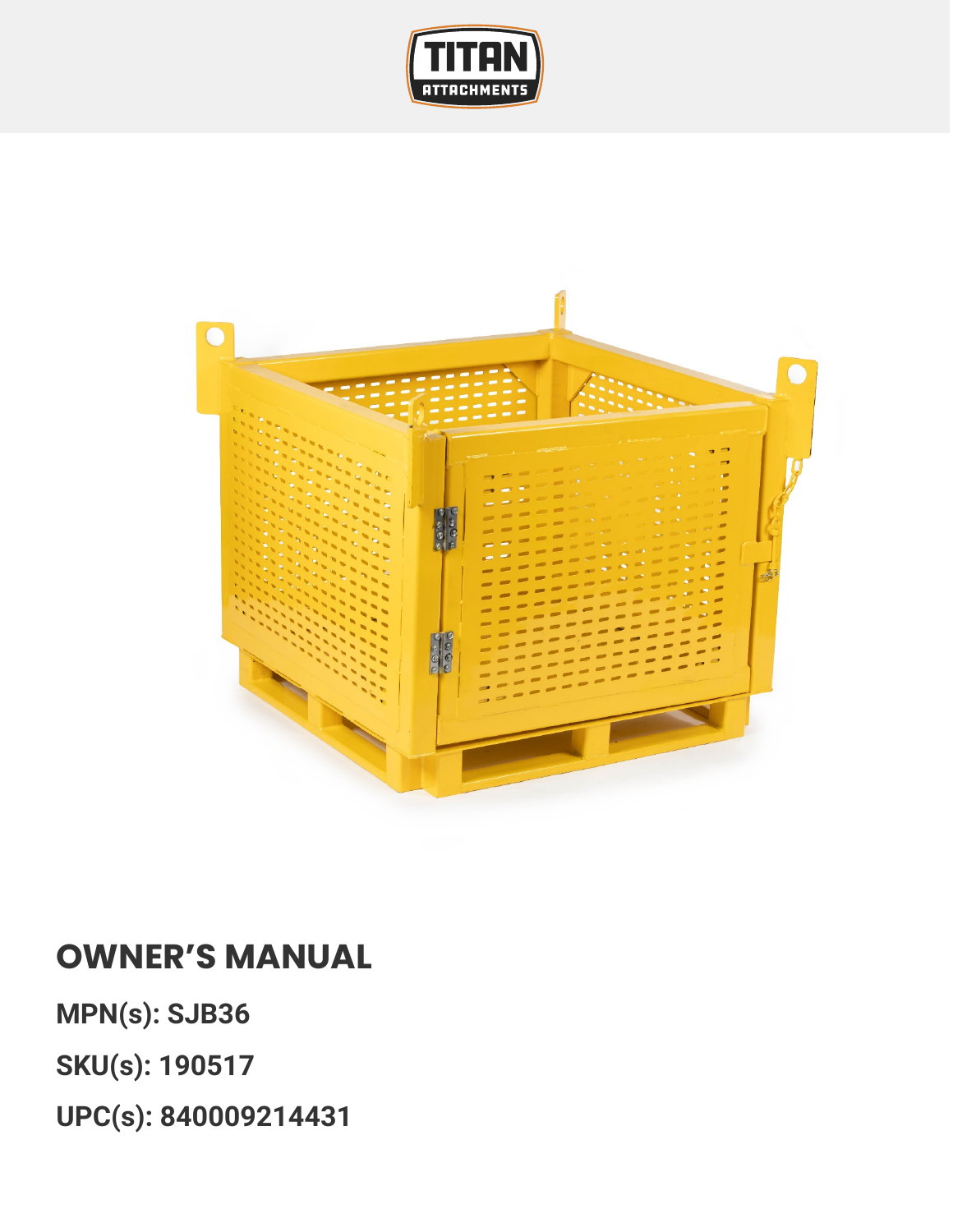# OWNER'S MANUAL

**MPN(s): SJB36**

**SKU(s): 190517**

**UPC(s): 840009214431**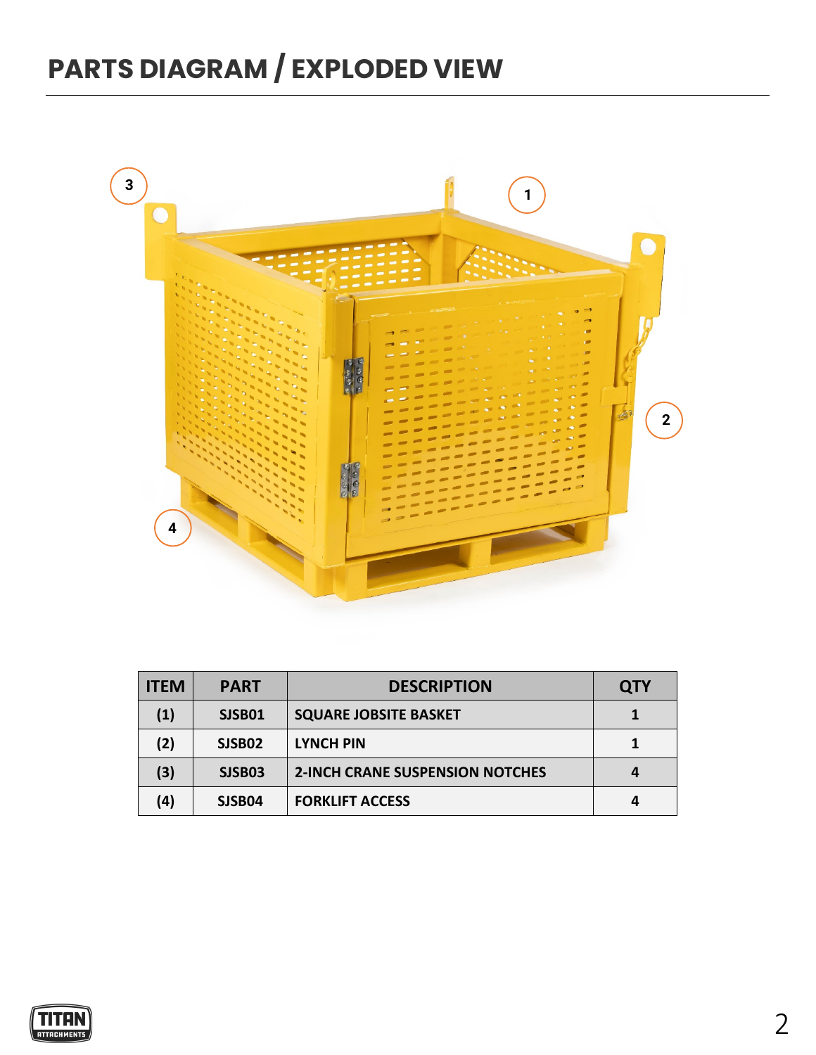# PARTS DIAGRAM / EXPLODED VIEW

| ITEM | PART | DESCRIPTION | QTY |
|---|---|---|---|
| (1) | SJSB01 | SQUARE JOBSITE BASKET | 1 |
| (2) | SJSB02 | LYNCH PIN | 1 |
| (3) | SJSB03 | 2-INCH CRANE SUSPENSION NOTCHES | 4 |
| (4) | SJSB04 | FORKLIFT ACCESS | 4 |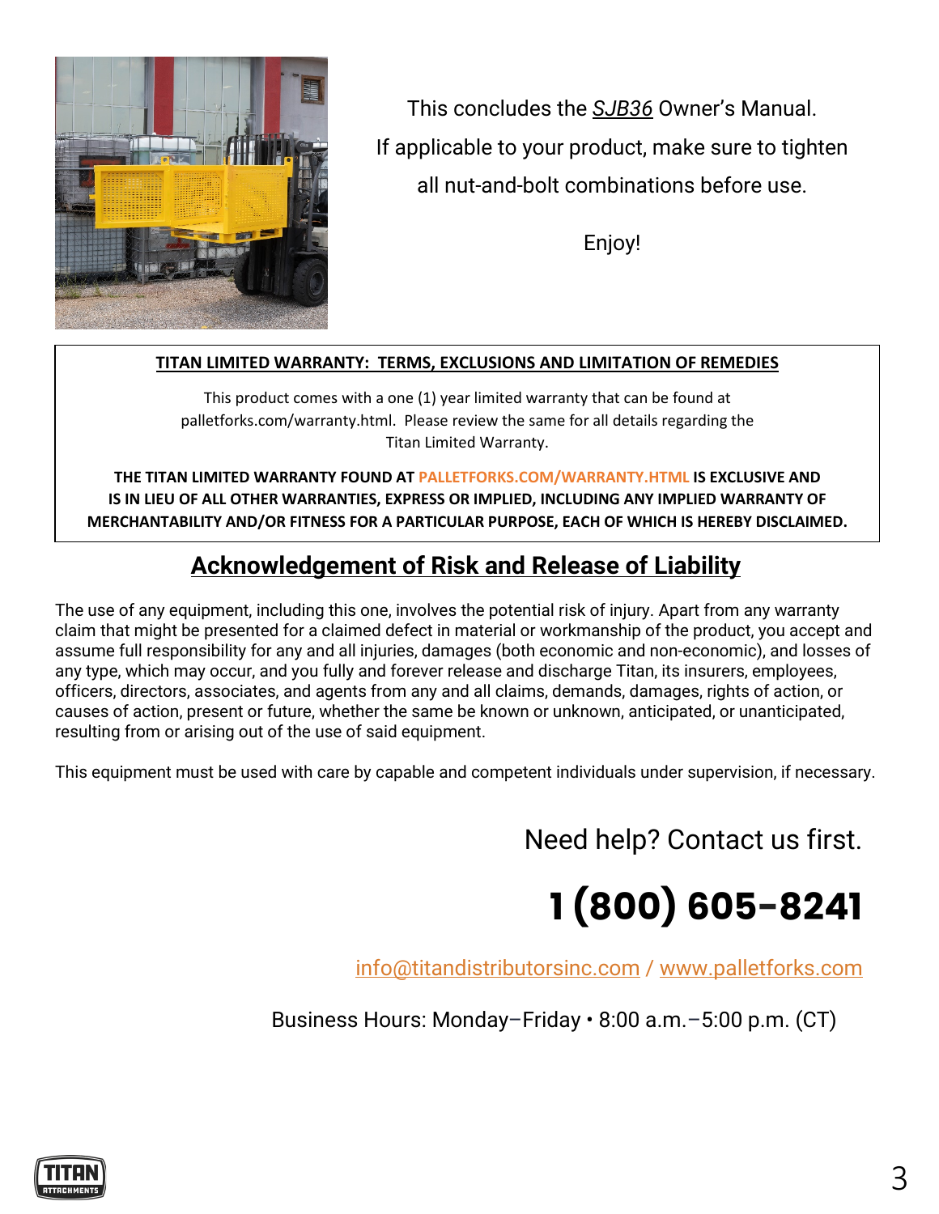This concludes the *SJB36* Owner's Manual.
If applicable to your product, make sure to tighten all nut-and-bolt combinations before use.

Enjoy!

**TITAN LIMITED WARRANTY: TERMS, EXCLUSIONS AND LIMITATION OF REMEDIES**

This product comes with a one (1) year limited warranty that can be found at palletforks.com/warranty.html. Please review the same for all details regarding the Titan Limited Warranty.

**THE TITAN LIMITED WARRANTY FOUND AT PALLETFORKS.COM/WARRANTY.HTML IS EXCLUSIVE AND IS IN LIEU OF ALL OTHER WARRANTIES, EXPRESS OR IMPLIED, INCLUDING ANY IMPLIED WARRANTY OF MERCHANTABILITY AND/OR FITNESS FOR A PARTICULAR PURPOSE, EACH OF WHICH IS HEREBY DISCLAIMED.**

## Acknowledgement of Risk and Release of Liability

The use of any equipment, including this one, involves the potential risk of injury. Apart from any warranty claim that might be presented for a claimed defect in material or workmanship of the product, you accept and assume full responsibility for any and all injuries, damages (both economic and non-economic), and losses of any type, which may occur, and you fully and forever release and discharge Titan, its insurers, employees, officers, directors, associates, and agents from any and all claims, demands, damages, rights of action, or causes of action, present or future, whether the same be known or unknown, anticipated, or unanticipated, resulting from or arising out of the use of said equipment.

This equipment must be used with care by capable and competent individuals under supervision, if necessary.

Need help? Contact us first.

**1 (800) 605-8241**

info@titandistributorsinc.com / www.palletforks.com

Business Hours: Monday–Friday • 8:00 a.m.–5:00 p.m. (CT)